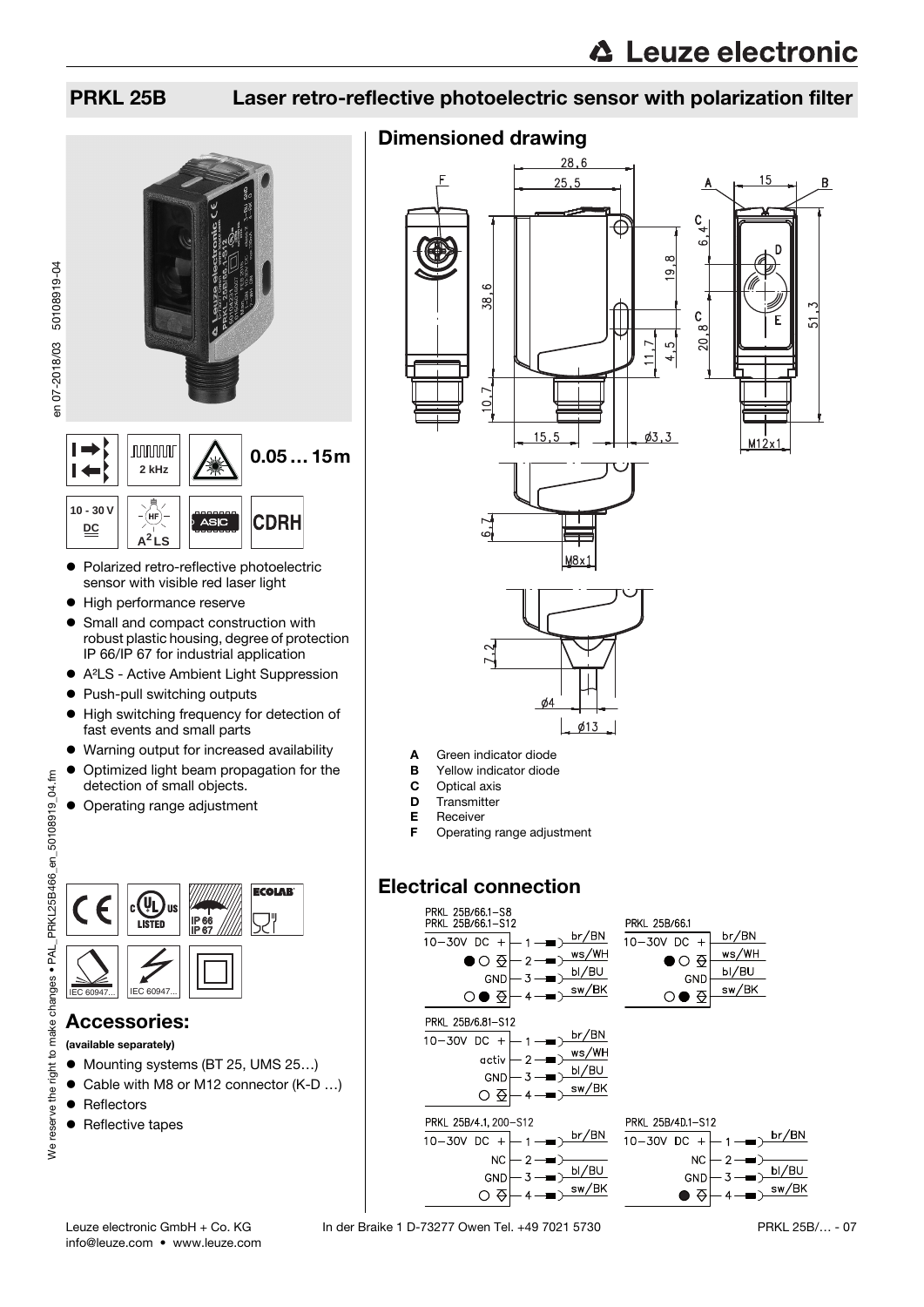# PRKL 25B Laser retro-reflective photoelectric sensor with polarization filter

2 kHz

0.05 … 15m

10 - 30 V DC

$A^2LS$

ASIC

CDRH

- Polarized retro-reflective photoelectric sensor with visible red laser light
- High performance reserve
- Small and compact construction with robust plastic housing, degree of protection IP 66/IP 67 for industrial application
- $A^2LS$ - Active Ambient Light Suppression
- Push-pull switching outputs
- High switching frequency for detection of fast events and small parts
- Warning output for increased availability
- Optimized light beam propagation for the detection of small objects.
- Operating range adjustment

## Accessories:

**(available separately)**

- Mounting systems (BT 25, UMS 25…)
- Cable with M8 or M12 connector (K-D …)
- Reflectors
- Reflective tapes

## Dimensioned drawing

- **A** Green indicator diode
- **B** Yellow indicator diode
- **C** Optical axis
- **D** Transmitter
- **E** Receiver
- **F** Operating range adjustment

## Electrical connection

PRKL 25B/66.1-S8
PRKL 25B/66.1-S12

| Function | Pin | Wire color |
|---|---|---|
| 10–30V DC + | 1 | br/BN |
| ● ○ (output) | 2 | ws/WH |
| GND | 3 | bl/BU |
| ○ ● (output) | 4 | sw/BK |

PRKL 25B/66.1

| Function | Wire color |
|---|---|
| 10–30V DC + | br/BN |
| ● ○ (output) | ws/WH |
| GND | bl/BU |
| ○ ● (output) | sw/BK |

PRKL 25B/6.81-S12

| Function | Pin | Wire color |
|---|---|---|
| 10–30V DC + | 1 | br/BN |
| activ | 2 | ws/WH |
| GND | 3 | bl/BU |
| ○ (output) | 4 | sw/BK |

PRKL 25B/4.1, 200-S12

| Function | Pin | Wire color |
|---|---|---|
| 10–30V DC + | 1 | br/BN |
| NC | 2 | |
| GND | 3 | bl/BU |
| ○ (output) | 4 | sw/BK |

PRKL 25B/4D.1-S12

| Function | Pin | Wire color |
|---|---|---|
| 10–30V DC + | 1 | br/BN |
| NC | 2 | |
| GND | 3 | bl/BU |
| ● (output) | 4 | sw/BK |

Leuze electronic GmbH + Co. KG
info@leuze.com • www.leuze.com

In der Braike 1 D-73277 Owen Tel. +49 7021 5730

PRKL 25B/… - 07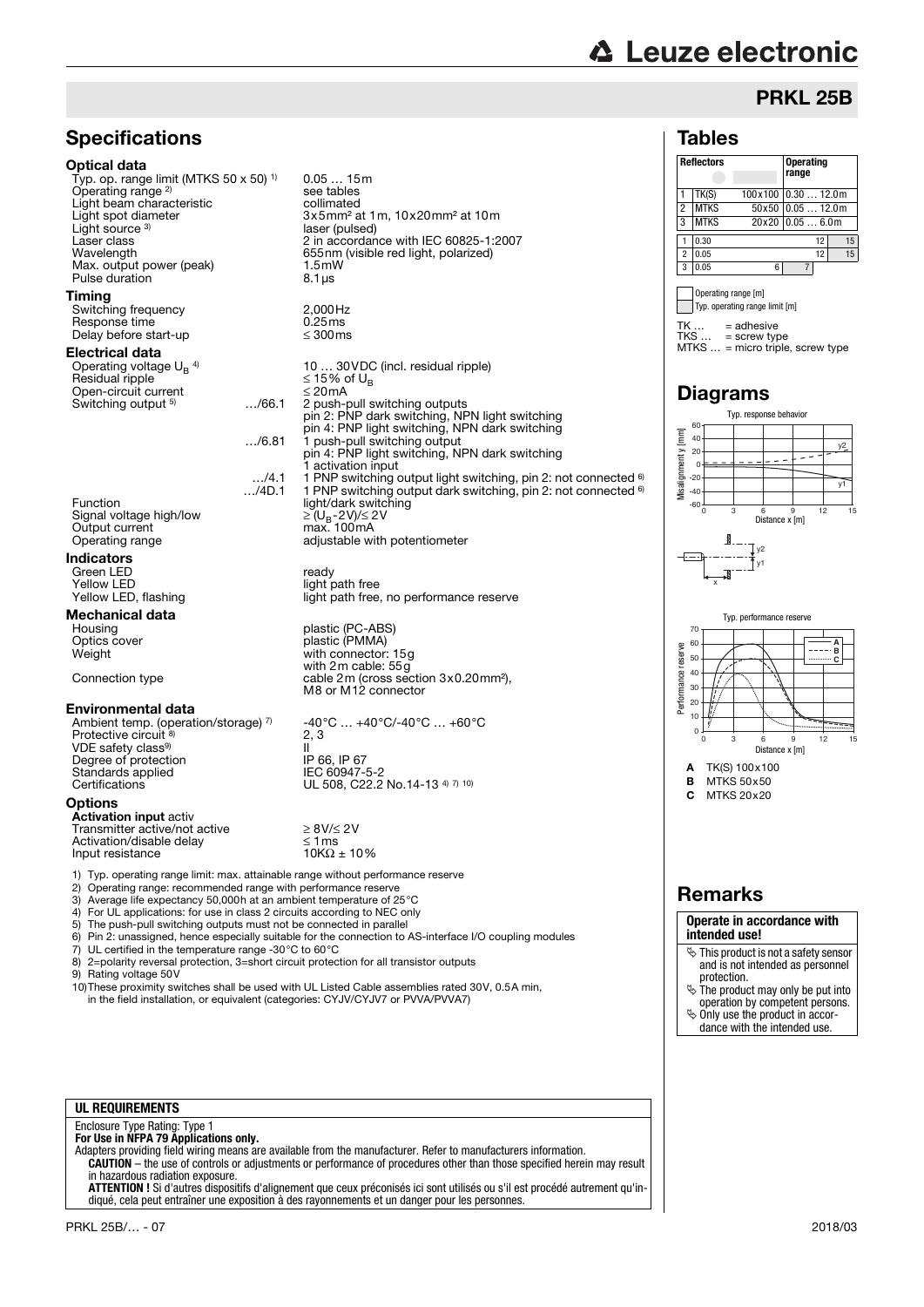# PRKL 25B

## Specifications

### Optical data

| | |
|---|---|
| Typ. op. range limit (MTKS 50 x 50) [1] | 0.05 … 15m |
| Operating range [2] | see tables |
| Light beam characteristic | collimated |
| Light spot diameter | 3x5mm² at 1m, 10x20mm² at 10m |
| Light source [3] | laser (pulsed) |
| Laser class | 2 in accordance with IEC 60825-1:2007 |
| Wavelength | 655nm (visible red light, polarized) |
| Max. output power (peak) | 1.5mW |
| Pulse duration | 8.1µs |

### Timing

| | |
|---|---|
| Switching frequency | 2,000Hz |
| Response time | 0.25ms |
| Delay before start-up | ≤ 300ms |

### Electrical data

| | | |
|---|---|---|
| Operating voltage $U_B$ [4] | | 10 … 30VDC (incl. residual ripple) |
| Residual ripple | | ≤ 15% of $U_B$ |
| Open-circuit current | | ≤ 20mA |
| Switching output [5] | …/66.1 | 2 push-pull switching outputs<br>pin 2: PNP dark switching, NPN light switching<br>pin 4: PNP light switching, NPN dark switching |
| | …/6.81 | 1 push-pull switching output<br>pin 4: PNP light switching, NPN dark switching<br>1 activation input |
| | …/4.1 | 1 PNP switching output light switching, pin 2: not connected [6] |
| | …/4D.1 | 1 PNP switching output dark switching, pin 2: not connected [6] |
| Function | | light/dark switching |
| Signal voltage high/low | | ≥ ($U_B$-2V)/≤ 2V |
| Output current | | max. 100mA |
| Operating range | | adjustable with potentiometer |

### Indicators

| | |
|---|---|
| Green LED | ready |
| Yellow LED | light path free |
| Yellow LED, flashing | light path free, no performance reserve |

### Mechanical data

| | |
|---|---|
| Housing | plastic (PC-ABS) |
| Optics cover | plastic (PMMA) |
| Weight | with connector: 15g<br>with 2m cable: 55g |
| Connection type | cable 2m (cross section 3x0.20mm²),<br>M8 or M12 connector |

### Environmental data

| | |
|---|---|
| Ambient temp. (operation/storage) [7] | -40°C … +40°C/-40°C … +60°C |
| Protective circuit [8] | 2, 3 |
| VDE safety class[9] | II |
| Degree of protection | IP 66, IP 67 |
| Standards applied | IEC 60947-5-2 |
| Certifications | UL 508, C22.2 No.14-13 [4) 7) 10)] |

### Options

**Activation input** activ

| | |
|---|---|
| Transmitter active/not active | ≥ 8V/≤ 2V |
| Activation/disable delay | ≤ 1ms |
| Input resistance | 10KΩ ± 10% |

1) Typ. operating range limit: max. attainable range without performance reserve
2) Operating range: recommended range with performance reserve
3) Average life expectancy 50,000h at an ambient temperature of 25°C
4) For UL applications: for use in class 2 circuits according to NEC only
5) The push-pull switching outputs must not be connected in parallel
6) Pin 2: unassigned, hence especially suitable for the connection to AS-interface I/O coupling modules
7) UL certified in the temperature range -30°C to 60°C
8) 2=polarity reversal protection, 3=short circuit protection for all transistor outputs
9) Rating voltage 50V
10) These proximity switches shall be used with UL Listed Cable assemblies rated 30V, 0.5A min, in the field installation, or equivalent (categories: CYJV/CYJV7 or PVVA/PVVA7)

## Tables

| | Reflectors | | Operating range |
|---|---|---|---|
| 1 | TK(S) | 100x100 | 0.30 … 12.0m |
| 2 | MTKS | 50x50 | 0.05 … 12.0m |
| 3 | MTKS | 20x20 | 0.05 … 6.0m |

| | Operating range [m] | Typ. operating range limit [m] |
|---|---|---|
| 1 | 0.30 … 12 | 15 |
| 2 | 0.05 … 12 | 15 |
| 3 | 0.05 … 6 | 7 |

Operating range [m]
Typ. operating range limit [m]

TK … = adhesive
TKS … = screw type
MTKS … = micro triple, screw type

## Diagrams

Typ. response behavior

Typ. performance reserve

**A** TK(S) 100x100
**B** MTKS 50x50
**C** MTKS 20x20

## Remarks

**Operate in accordance with intended use!**

- This product is not a safety sensor and is not intended as personnel protection.
- The product may only be put into operation by competent persons.
- Only use the product in accordance with the intended use.

**UL REQUIREMENTS**

Enclosure Type Rating: Type 1
**For Use in NFPA 79 Applications only.**
Adapters providing field wiring means are available from the manufacturer. Refer to manufacturers information.
**CAUTION** – the use of controls or adjustments or performance of procedures other than those specified herein may result in hazardous radiation exposure.
**ATTENTION !** Si d'autres dispositifs d'alignement que ceux préconisés ici sont utilisés ou s'il est procédé autrement qu'indiqué, cela peut entraîner une exposition à des rayonnements et un danger pour les personnes.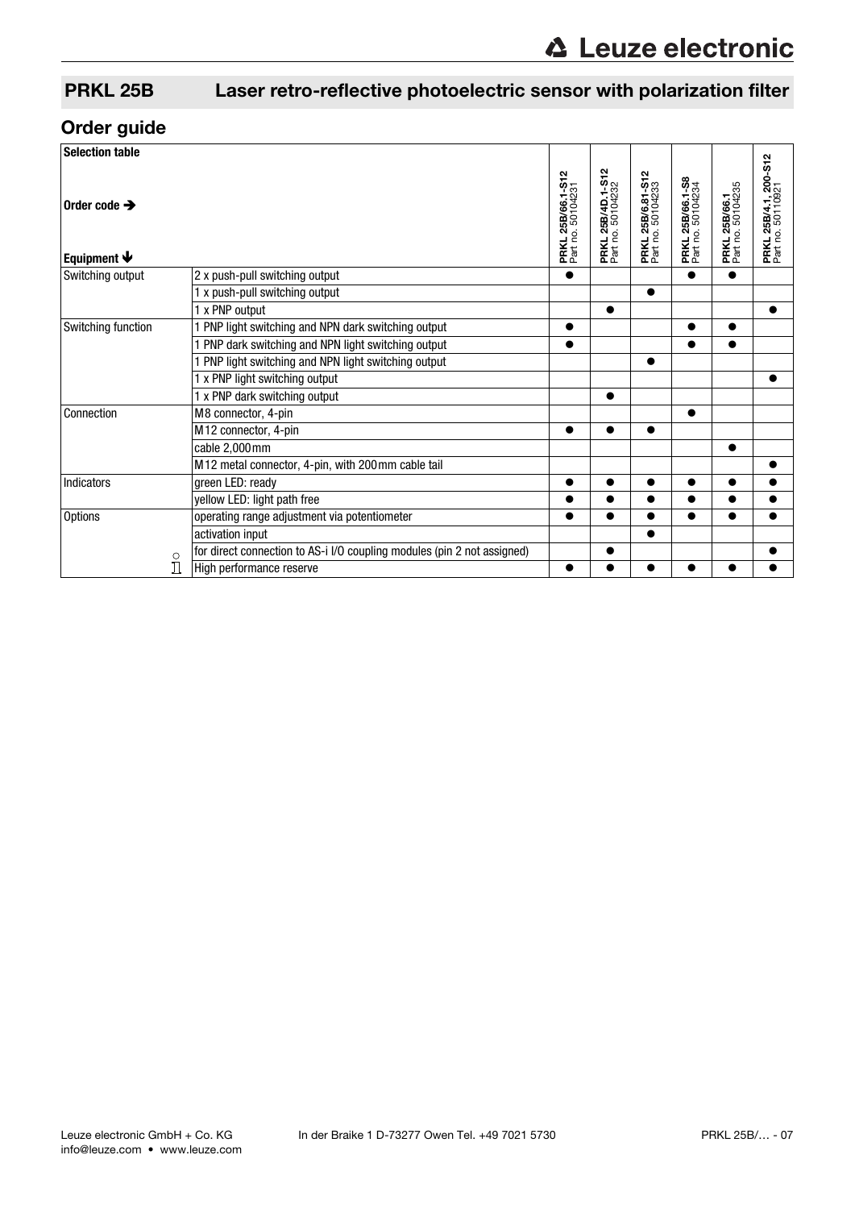## PRKL 25B Laser retro-reflective photoelectric sensor with polarization filter

## Order guide

| Selection table<br>Order code ➔<br>Equipment 🡻 | | **PRKL 25B/66.1-S12**<br>Part no. 50104231 | **PRKL 25B/4D.1-S12**<br>Part no. 50104232 | **PRKL 25B/6.81-S12**<br>Part no. 50104233 | **PRKL 25B/66.1-S8**<br>Part no. 50104234 | **PRKL 25B/66.1**<br>Part no. 50104235 | **PRKL 25B/4.1, 200-S12**<br>Part no. 50110921 |
|---|---|---|---|---|---|---|---|
| Switching output | 2 x push-pull switching output | ● | | | ● | ● | |
| | 1 x push-pull switching output | | | ● | | | |
| | 1 x PNP output | | ● | | | | ● |
| Switching function | 1 PNP light switching and NPN dark switching output | ● | | | ● | ● | |
| | 1 PNP dark switching and NPN light switching output | ● | | | ● | ● | |
| | 1 PNP light switching and NPN light switching output | | | ● | | | |
| | 1 x PNP light switching output | | | | | | ● |
| | 1 x PNP dark switching output | | ● | | | | |
| Connection | M8 connector, 4-pin | | | | ● | | |
| | M12 connector, 4-pin | ● | ● | ● | | | |
| | cable 2,000mm | | | | | ● | |
| | M12 metal connector, 4-pin, with 200mm cable tail | | | | | | ● |
| Indicators | green LED: ready | ● | ● | ● | ● | ● | ● |
| | yellow LED: light path free | ● | ● | ● | ● | ● | ● |
| Options | operating range adjustment via potentiometer | ● | ● | ● | ● | ● | ● |
| | activation input | | | ● | | | |
| | for direct connection to AS-i I/O coupling modules (pin 2 not assigned) | | ● | | | | ● |
| | High performance reserve | ● | ● | ● | ● | ● | ● |

Leuze electronic GmbH + Co. KG In der Braike 1 D-73277 Owen Tel. +49 7021 5730
info@leuze.com • www.leuze.com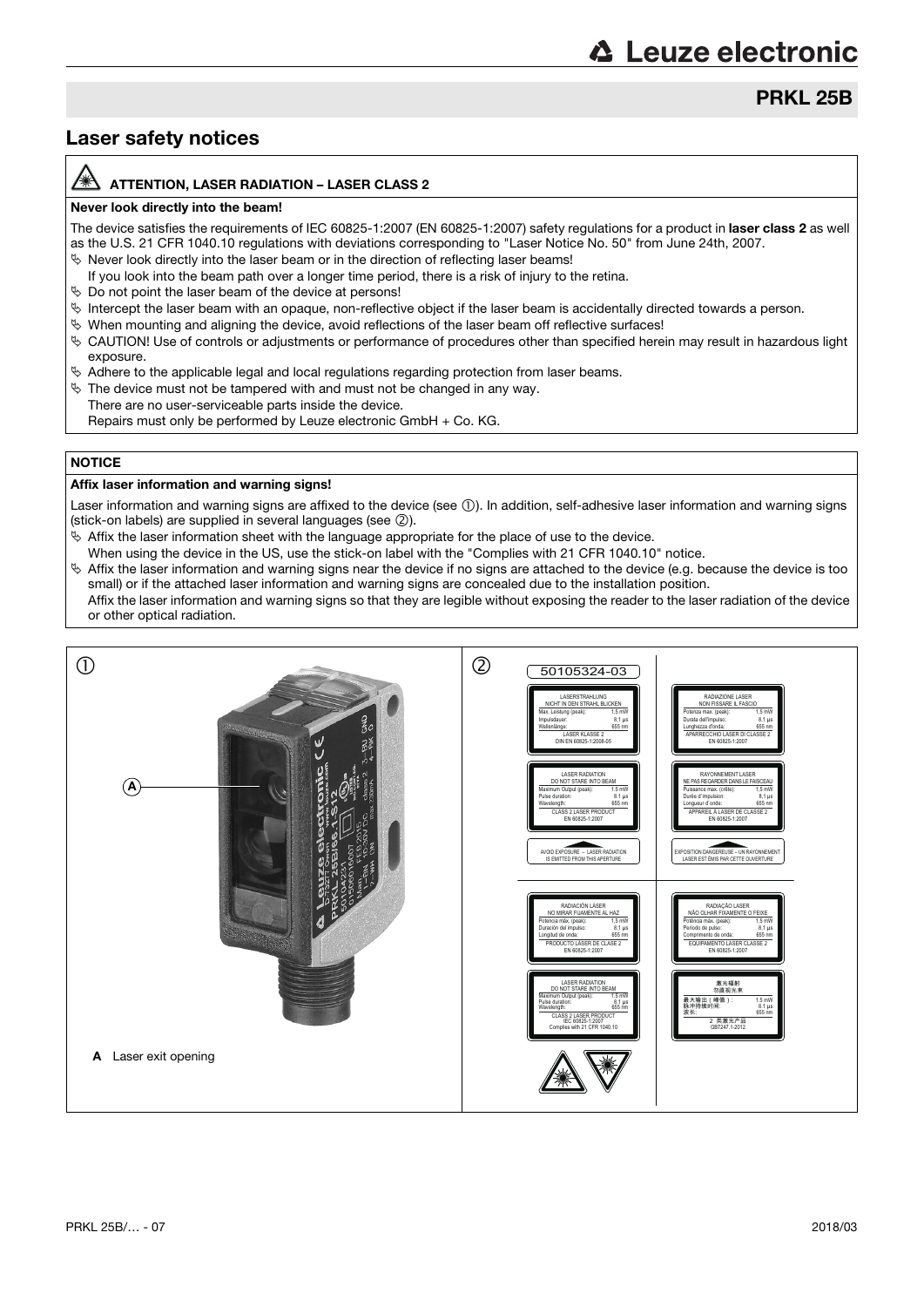# PRKL 25B

## Laser safety notices

### ATTENTION, LASER RADIATION – LASER CLASS 2

**Never look directly into the beam!**

The device satisfies the requirements of IEC 60825-1:2007 (EN 60825-1:2007) safety regulations for a product in **laser class 2** as well as the U.S. 21 CFR 1040.10 regulations with deviations corresponding to "Laser Notice No. 50" from June 24th, 2007.

- Never look directly into the laser beam or in the direction of reflecting laser beams! If you look into the beam path over a longer time period, there is a risk of injury to the retina.
- Do not point the laser beam of the device at persons!
- Intercept the laser beam with an opaque, non-reflective object if the laser beam is accidentally directed towards a person.
- When mounting and aligning the device, avoid reflections of the laser beam off reflective surfaces!
- CAUTION! Use of controls or adjustments or performance of procedures other than specified herein may result in hazardous light exposure.
- Adhere to the applicable legal and local regulations regarding protection from laser beams.
- The device must not be tampered with and must not be changed in any way. There are no user-serviceable parts inside the device. Repairs must only be performed by Leuze electronic GmbH + Co. KG.

### NOTICE

**Affix laser information and warning signs!**

Laser information and warning signs are affixed to the device (see ①). In addition, self-adhesive laser information and warning signs (stick-on labels) are supplied in several languages (see ②).

- Affix the laser information sheet with the language appropriate for the place of use to the device. When using the device in the US, use the stick-on label with the "Complies with 21 CFR 1040.10" notice.
- Affix the laser information and warning signs near the device if no signs are attached to the device (e.g. because the device is too small) or if the attached laser information and warning signs are concealed due to the installation position. Affix the laser information and warning signs so that they are legible without exposing the reader to the laser radiation of the device or other optical radiation.

①

A Laser exit opening

②

50105324-03